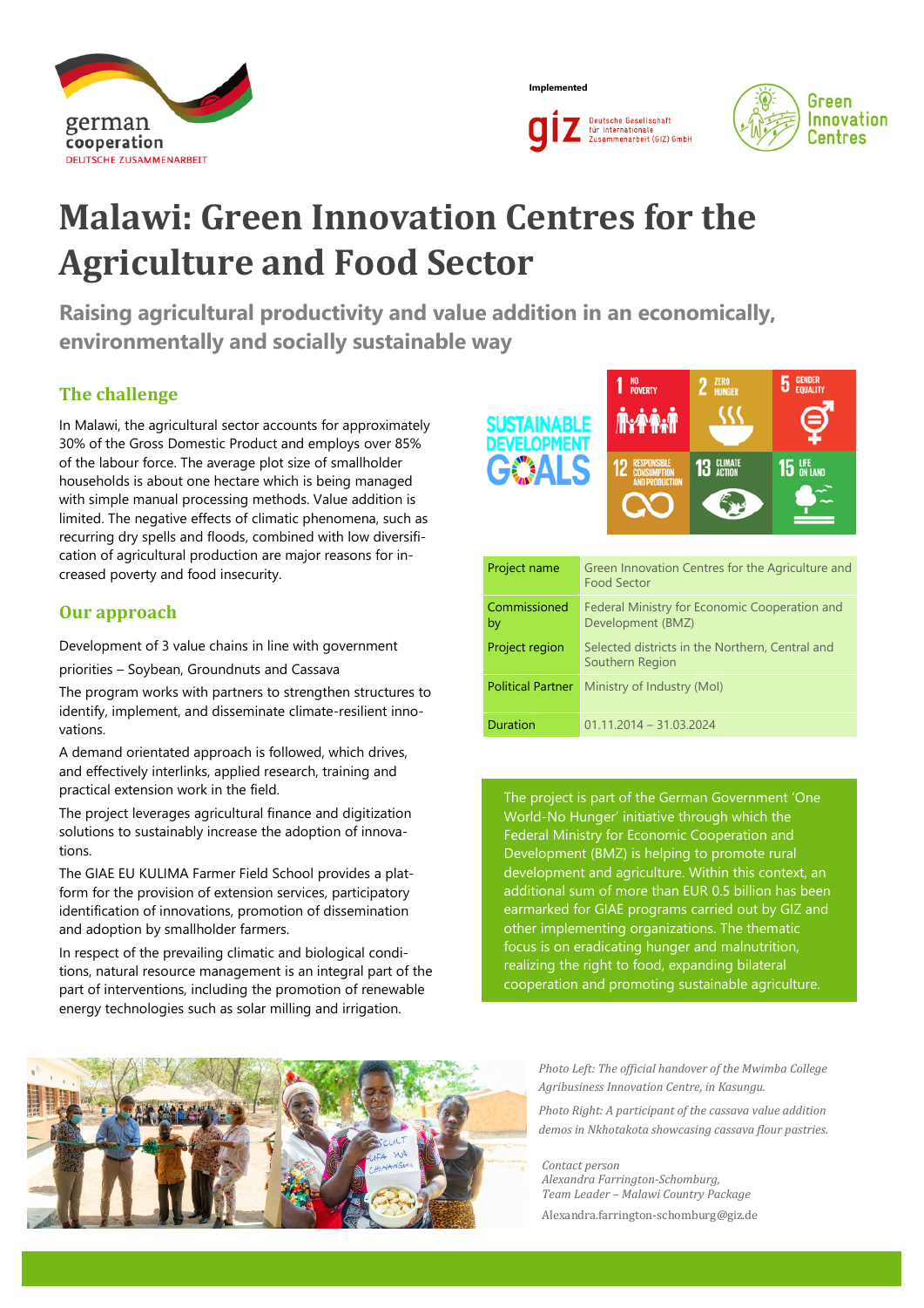german cooperation

DEUTSCHE ZUSAMMENARBEIT

Implemented

giz Deutsche Gesellschaft für Internationale Zusammenarbeit (GIZ) GmbH

Green Innovation Centres

# Malawi: Green Innovation Centres for the Agriculture and Food Sector

## Raising agricultural productivity and value addition in an economically, environmentally and socially sustainable way

### The challenge

In Malawi, the agricultural sector accounts for approximately 30% of the Gross Domestic Product and employs over 85% of the labour force. The average plot size of smallholder households is about one hectare which is being managed with simple manual processing methods. Value addition is limited. The negative effects of climatic phenomena, such as recurring dry spells and floods, combined with low diversification of agricultural production are major reasons for increased poverty and food insecurity.

### Our approach

Development of 3 value chains in line with government priorities – Soybean, Groundnuts and Cassava

The program works with partners to strengthen structures to identify, implement, and disseminate climate-resilient innovations.

A demand orientated approach is followed, which drives, and effectively interlinks, applied research, training and practical extension work in the field.

The project leverages agricultural finance and digitization solutions to sustainably increase the adoption of innovations.

The GIAE EU KULIMA Farmer Field School provides a platform for the provision of extension services, participatory identification of innovations, promotion of dissemination and adoption by smallholder farmers.

In respect of the prevailing climatic and biological conditions, natural resource management is an integral part of the part of interventions, including the promotion of renewable energy technologies such as solar milling and irrigation.

SUSTAINABLE DEVELOPMENT GOALS

1 NO POVERTY · 2 ZERO HUNGER · 5 GENDER EQUALITY · 12 RESPONSIBLE CONSUMPTION AND PRODUCTION · 13 CLIMATE ACTION · 15 LIFE ON LAND

| | |
|---|---|
| Project name | Green Innovation Centres for the Agriculture and Food Sector |
| Commissioned by | Federal Ministry for Economic Cooperation and Development (BMZ) |
| Project region | Selected districts in the Northern, Central and Southern Region |
| Political Partner | Ministry of Industry (MoI) |
| Duration | 01.11.2014 – 31.03.2024 |

The project is part of the German Government 'One World-No Hunger' initiative through which the Federal Ministry for Economic Cooperation and Development (BMZ) is helping to promote rural development and agriculture. Within this context, an additional sum of more than EUR 0.5 billion has been earmarked for GIAE programs carried out by GIZ and other implementing organizations. The thematic focus is on eradicating hunger and malnutrition, realizing the right to food, expanding bilateral cooperation and promoting sustainable agriculture.

*Photo Left: The official handover of the Mwimba College Agribusiness Innovation Centre, in Kasungu.*

*Photo Right: A participant of the cassava value addition demos in Nkhotakota showcasing cassava flour pastries.*

*Contact person*
*Alexandra Farrington-Schomburg,*
*Team Leader – Malawi Country Package*
Alexandra.farrington-schomburg@giz.de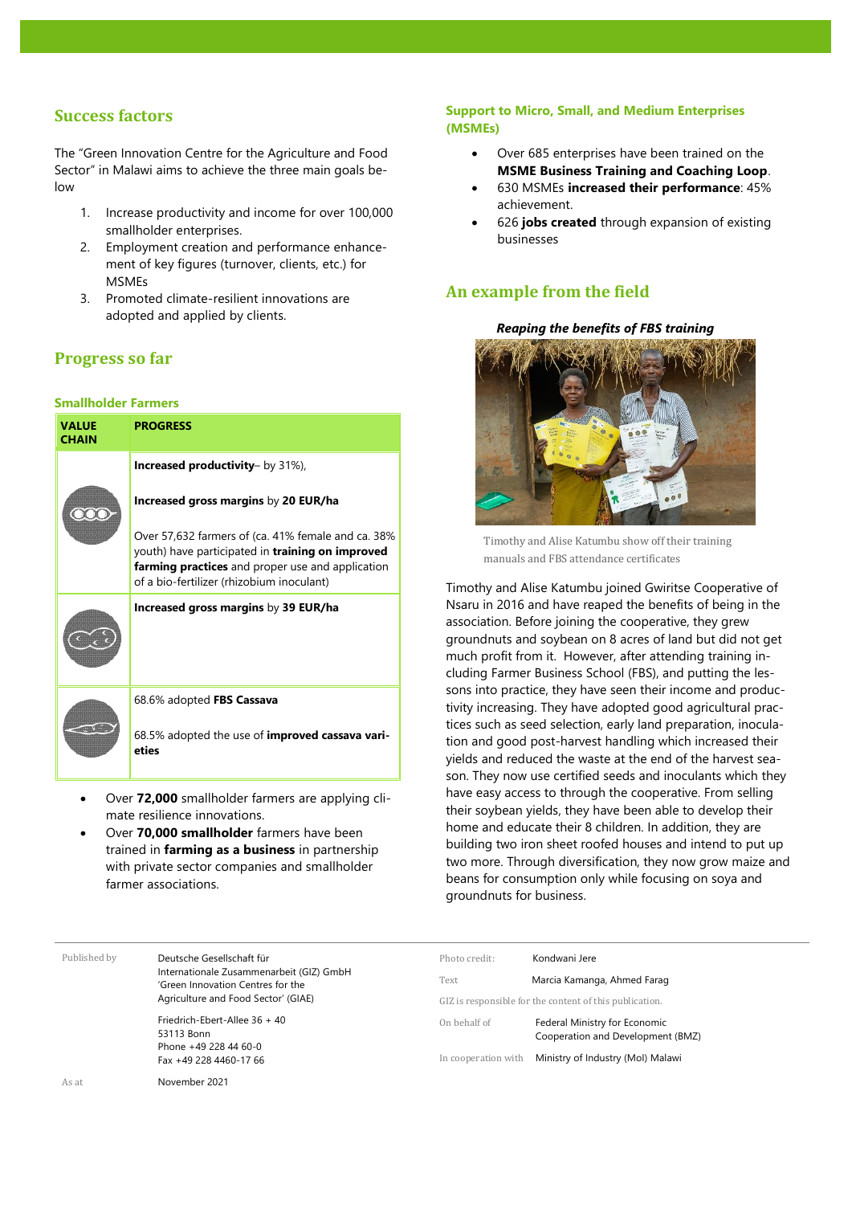## Success factors

The "Green Innovation Centre for the Agriculture and Food Sector" in Malawi aims to achieve the three main goals below

1. Increase productivity and income for over 100,000 smallholder enterprises.
2. Employment creation and performance enhancement of key figures (turnover, clients, etc.) for MSMEs
3. Promoted climate-resilient innovations are adopted and applied by clients.

## Progress so far

### Smallholder Farmers

| VALUE CHAIN | PROGRESS |
|---|---|
| | **Increased productivity**– by 31%),<br><br>**Increased gross margins** by **20 EUR/ha**<br><br>Over 57,632 farmers of (ca. 41% female and ca. 38% youth) have participated in **training on improved farming practices** and proper use and application of a bio-fertilizer (rhizobium inoculant) |
| | **Increased gross margins** by **39 EUR/ha** |
| | 68.6% adopted **FBS Cassava**<br><br>68.5% adopted the use of **improved cassava varieties** |

- Over **72,000** smallholder farmers are applying climate resilience innovations.
- Over **70,000 smallholder** farmers have been trained in **farming as a business** in partnership with private sector companies and smallholder farmer associations.

### Support to Micro, Small, and Medium Enterprises (MSMEs)

- Over 685 enterprises have been trained on the **MSME Business Training and Coaching Loop**.
- 630 MSMEs **increased their performance**: 45% achievement.
- 626 **jobs created** through expansion of existing businesses

## An example from the field

***Reaping the benefits of FBS training***

Timothy and Alise Katumbu show off their training manuals and FBS attendance certificates

Timothy and Alise Katumbu joined Gwiritse Cooperative of Nsaru in 2016 and have reaped the benefits of being in the association. Before joining the cooperative, they grew groundnuts and soybean on 8 acres of land but did not get much profit from it. However, after attending training including Farmer Business School (FBS), and putting the lessons into practice, they have seen their income and productivity increasing. They have adopted good agricultural practices such as seed selection, early land preparation, inoculation and good post-harvest handling which increased their yields and reduced the waste at the end of the harvest season. They now use certified seeds and inoculants which they have easy access to through the cooperative. From selling their soybean yields, they have been able to develop their home and educate their 8 children. In addition, they are building two iron sheet roofed houses and intend to put up two more. Through diversification, they now grow maize and beans for consumption only while focusing on soya and groundnuts for business.

| | |
|---|---|
| Published by | Deutsche Gesellschaft für Internationale Zusammenarbeit (GIZ) GmbH<br>'Green Innovation Centres for the Agriculture and Food Sector' (GIAE)<br><br>Friedrich-Ebert-Allee 36 + 40<br>53113 Bonn<br>Phone +49 228 44 60-0<br>Fax +49 228 4460-17 66 |
| As at | November 2021 |
| Photo credit: | Kondwani Jere |
| Text | Marcia Kamanga, Ahmed Farag |
| | GIZ is responsible for the content of this publication. |
| On behalf of | Federal Ministry for Economic Cooperation and Development (BMZ) |
| In cooperation with | Ministry of Industry (MoI) Malawi |